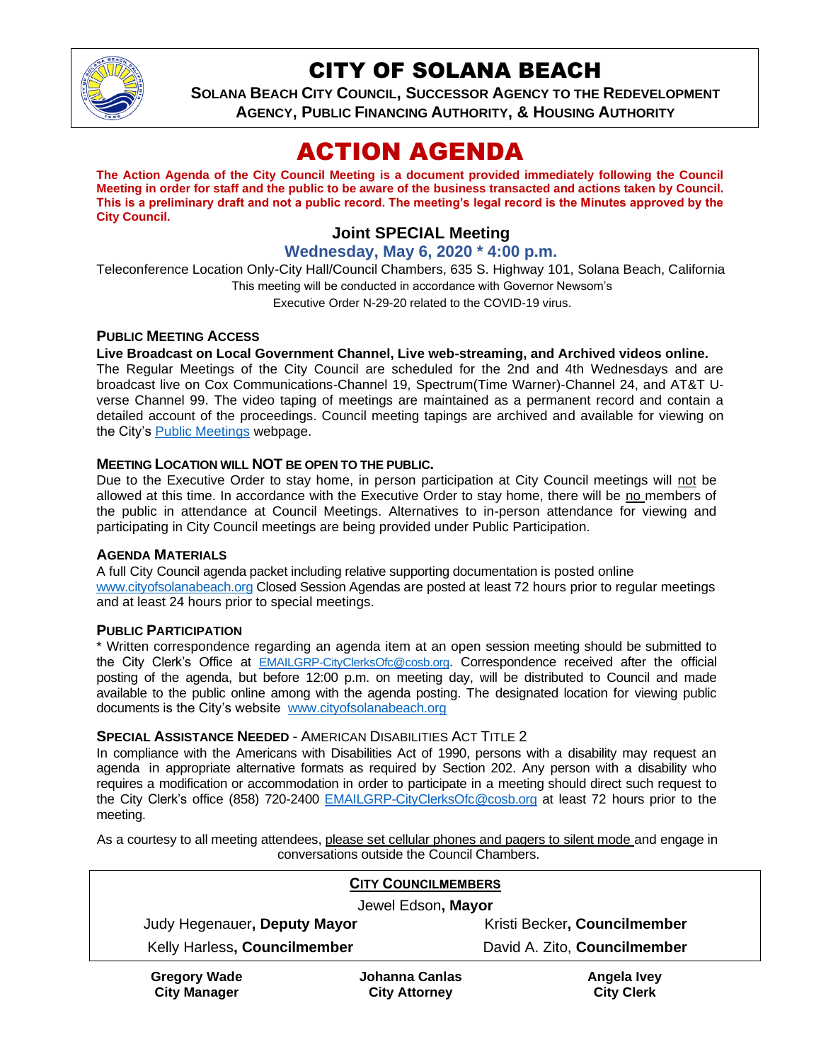# CITY OF SOLANA BEACH

**SOLANA BEACH CITY COUNCIL, SUCCESSOR AGENCY TO THE REDEVELOPMENT AGENCY, PUBLIC FINANCING AUTHORITY, & HOUSING AUTHORITY**

# ACTION AGENDA

**The Action Agenda of the City Council Meeting is a document provided immediately following the Council Meeting in order for staff and the public to be aware of the business transacted and actions taken by Council. This is a preliminary draft and not a public record. The meeting's legal record is the Minutes approved by the City Council.**

## Joint SPECIAL Meeting

### Wednesday, May 6, 2020 * 4:00 p.m.

Teleconference Location Only-City Hall/Council Chambers, 635 S. Highway 101, Solana Beach, California
This meeting will be conducted in accordance with Governor Newsom's
Executive Order N-29-20 related to the COVID-19 virus.

**PUBLIC MEETING ACCESS**

**Live Broadcast on Local Government Channel, Live web-streaming, and Archived videos online.**
The Regular Meetings of the City Council are scheduled for the 2nd and 4th Wednesdays and are broadcast live on Cox Communications-Channel 19, Spectrum(Time Warner)-Channel 24, and AT&T U-verse Channel 99. The video taping of meetings are maintained as a permanent record and contain a detailed account of the proceedings. Council meeting tapings are archived and available for viewing on the City's Public Meetings webpage.

**MEETING LOCATION WILL NOT BE OPEN TO THE PUBLIC.**

Due to the Executive Order to stay home, in person participation at City Council meetings will not be allowed at this time. In accordance with the Executive Order to stay home, there will be no members of the public in attendance at Council Meetings. Alternatives to in-person attendance for viewing and participating in City Council meetings are being provided under Public Participation.

**AGENDA MATERIALS**

A full City Council agenda packet including relative supporting documentation is posted online www.cityofsolanabeach.org Closed Session Agendas are posted at least 72 hours prior to regular meetings and at least 24 hours prior to special meetings.

**PUBLIC PARTICIPATION**

* Written correspondence regarding an agenda item at an open session meeting should be submitted to the City Clerk's Office at EMAILGRP-CityClerksOfc@cosb.org. Correspondence received after the official posting of the agenda, but before 12:00 p.m. on meeting day, will be distributed to Council and made available to the public online among with the agenda posting. The designated location for viewing public documents is the City's website www.cityofsolanabeach.org

**SPECIAL ASSISTANCE NEEDED** - AMERICAN DISABILITIES ACT TITLE 2

In compliance with the Americans with Disabilities Act of 1990, persons with a disability may request an agenda in appropriate alternative formats as required by Section 202. Any person with a disability who requires a modification or accommodation in order to participate in a meeting should direct such request to the City Clerk's office (858) 720-2400 EMAILGRP-CityClerksOfc@cosb.org at least 72 hours prior to the meeting.

As a courtesy to all meeting attendees, please set cellular phones and pagers to silent mode and engage in conversations outside the Council Chambers.

**CITY COUNCILMEMBERS**

Jewel Edson, **Mayor**

| | |
|---|---|
| Judy Hegenauer, **Deputy Mayor** | Kristi Becker, **Councilmember** |
| Kelly Harless, **Councilmember** | David A. Zito, **Councilmember** |

| | | |
|---|---|---|
| **Gregory Wade**<br>**City Manager** | **Johanna Canlas**<br>**City Attorney** | **Angela Ivey**<br>**City Clerk** |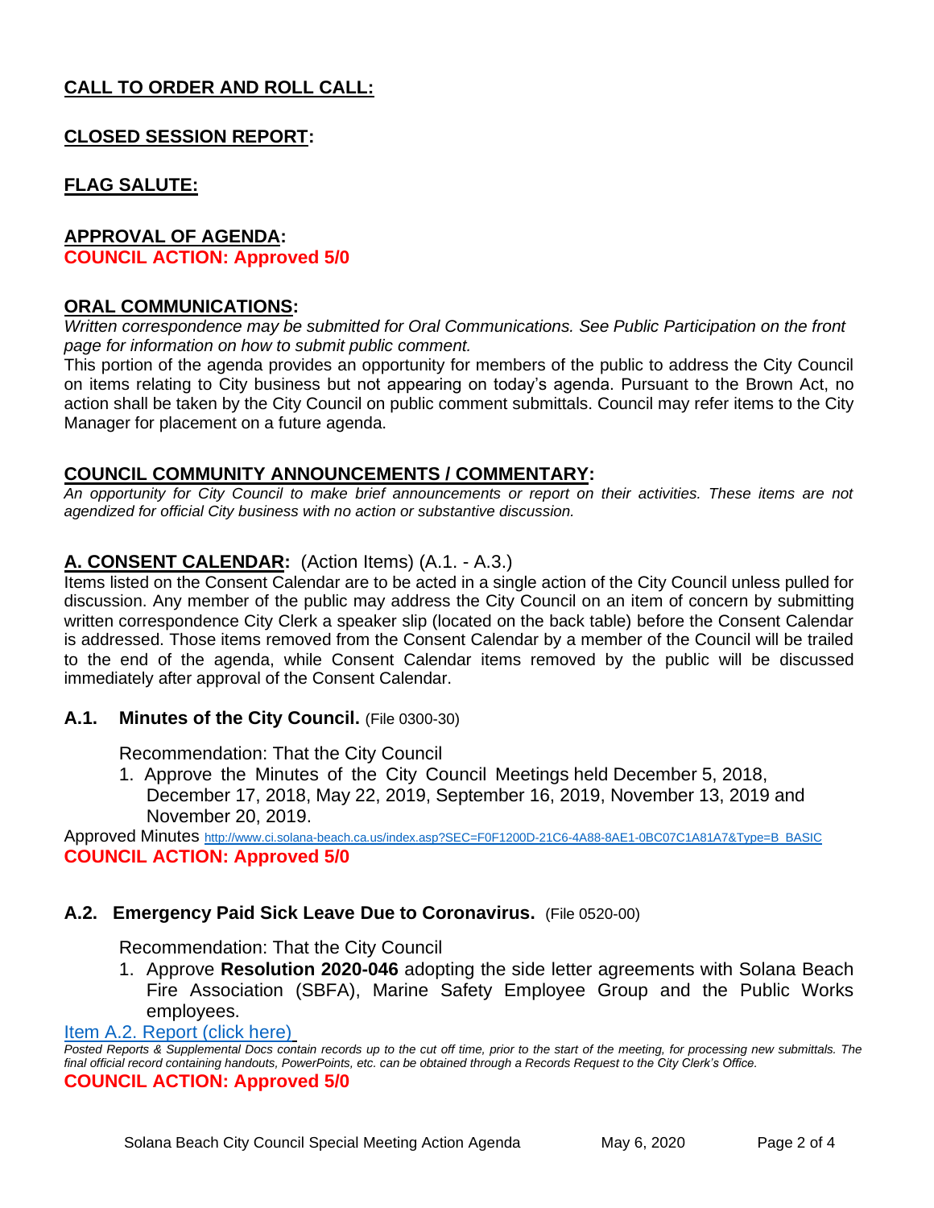## CALL TO ORDER AND ROLL CALL:

## CLOSED SESSION REPORT:

## FLAG SALUTE:

## APPROVAL OF AGENDA:

**COUNCIL ACTION: Approved 5/0**

## ORAL COMMUNICATIONS:

*Written correspondence may be submitted for Oral Communications. See Public Participation on the front page for information on how to submit public comment.*

This portion of the agenda provides an opportunity for members of the public to address the City Council on items relating to City business but not appearing on today's agenda. Pursuant to the Brown Act, no action shall be taken by the City Council on public comment submittals. Council may refer items to the City Manager for placement on a future agenda.

## COUNCIL COMMUNITY ANNOUNCEMENTS / COMMENTARY:

*An opportunity for City Council to make brief announcements or report on their activities. These items are not agendized for official City business with no action or substantive discussion.*

## A. CONSENT CALENDAR: (Action Items) (A.1. - A.3.)

Items listed on the Consent Calendar are to be acted in a single action of the City Council unless pulled for discussion. Any member of the public may address the City Council on an item of concern by submitting written correspondence City Clerk a speaker slip (located on the back table) before the Consent Calendar is addressed. Those items removed from the Consent Calendar by a member of the Council will be trailed to the end of the agenda, while Consent Calendar items removed by the public will be discussed immediately after approval of the Consent Calendar.

### A.1. Minutes of the City Council. (File 0300-30)

Recommendation: That the City Council

1. Approve the Minutes of the City Council Meetings held December 5, 2018, December 17, 2018, May 22, 2019, September 16, 2019, November 13, 2019 and November 20, 2019.

Approved Minutes http://www.ci.solana-beach.ca.us/index.asp?SEC=F0F1200D-21C6-4A88-8AE1-0BC07C1A81A7&Type=B_BASIC

**COUNCIL ACTION: Approved 5/0**

### A.2. Emergency Paid Sick Leave Due to Coronavirus. (File 0520-00)

Recommendation: That the City Council

1. Approve **Resolution 2020-046** adopting the side letter agreements with Solana Beach Fire Association (SBFA), Marine Safety Employee Group and the Public Works employees.

Item A.2. Report (click here)

*Posted Reports & Supplemental Docs contain records up to the cut off time, prior to the start of the meeting, for processing new submittals. The final official record containing handouts, PowerPoints, etc. can be obtained through a Records Request to the City Clerk's Office.*

**COUNCIL ACTION: Approved 5/0**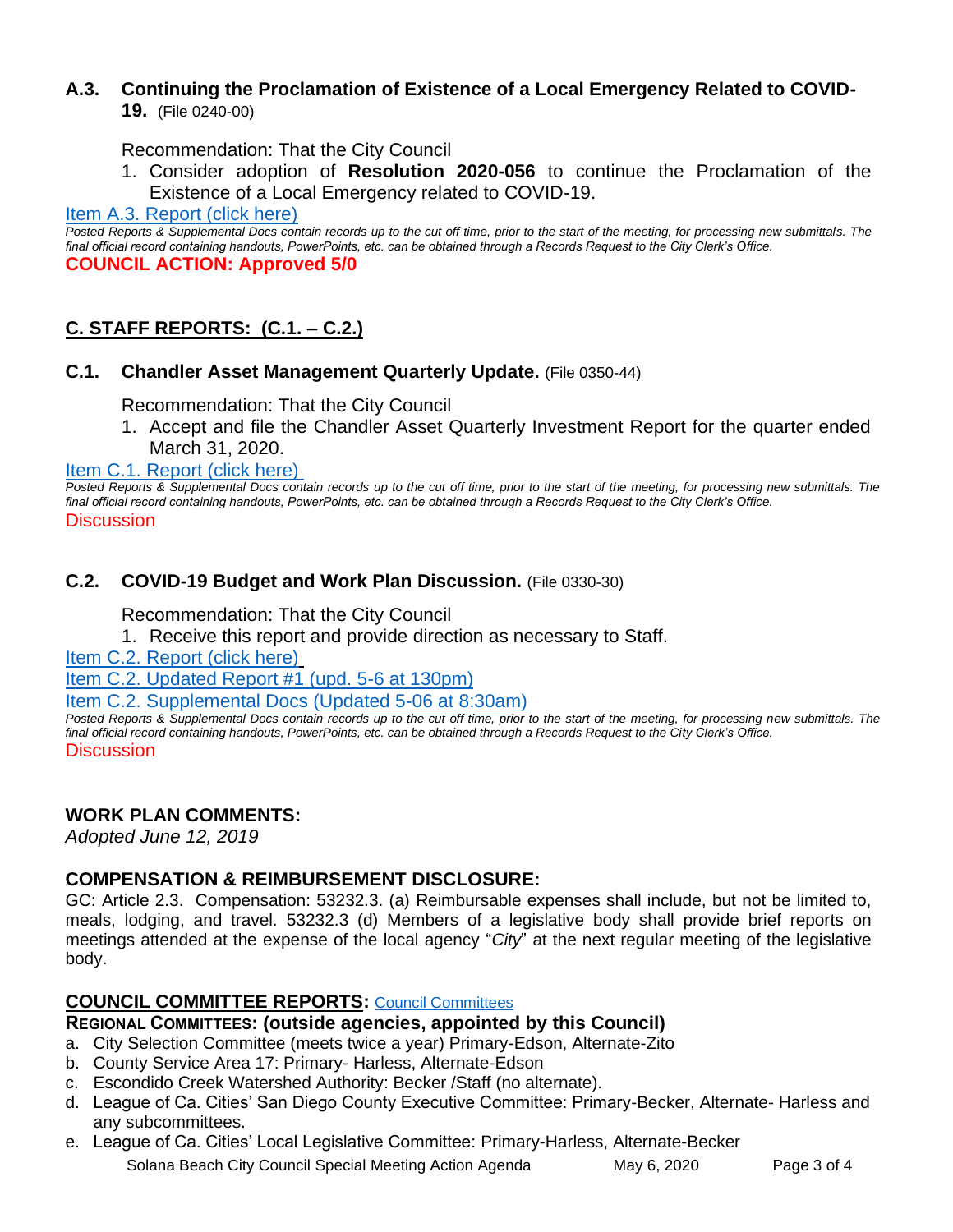### A.3. Continuing the Proclamation of Existence of a Local Emergency Related to COVID-19. (File 0240-00)

Recommendation: That the City Council

1. Consider adoption of **Resolution 2020-056** to continue the Proclamation of the Existence of a Local Emergency related to COVID-19.

Item A.3. Report (click here)

*Posted Reports & Supplemental Docs contain records up to the cut off time, prior to the start of the meeting, for processing new submittals. The final official record containing handouts, PowerPoints, etc. can be obtained through a Records Request to the City Clerk's Office.*

**COUNCIL ACTION: Approved 5/0**

## C. STAFF REPORTS: (C.1. – C.2.)

### C.1. Chandler Asset Management Quarterly Update. (File 0350-44)

Recommendation: That the City Council

1. Accept and file the Chandler Asset Quarterly Investment Report for the quarter ended March 31, 2020.

Item C.1. Report (click here)

*Posted Reports & Supplemental Docs contain records up to the cut off time, prior to the start of the meeting, for processing new submittals. The final official record containing handouts, PowerPoints, etc. can be obtained through a Records Request to the City Clerk's Office.*

Discussion

### C.2. COVID-19 Budget and Work Plan Discussion. (File 0330-30)

Recommendation: That the City Council

1. Receive this report and provide direction as necessary to Staff.

Item C.2. Report (click here)

Item C.2. Updated Report #1 (upd. 5-6 at 130pm)

Item C.2. Supplemental Docs (Updated 5-06 at 8:30am)

*Posted Reports & Supplemental Docs contain records up to the cut off time, prior to the start of the meeting, for processing new submittals. The final official record containing handouts, PowerPoints, etc. can be obtained through a Records Request to the City Clerk's Office.*

Discussion

## WORK PLAN COMMENTS:

*Adopted June 12, 2019*

## COMPENSATION & REIMBURSEMENT DISCLOSURE:

GC: Article 2.3. Compensation: 53232.3. (a) Reimbursable expenses shall include, but not be limited to, meals, lodging, and travel. 53232.3 (d) Members of a legislative body shall provide brief reports on meetings attended at the expense of the local agency "*City*" at the next regular meeting of the legislative body.

## COUNCIL COMMITTEE REPORTS: Council Committees

**REGIONAL COMMITTEES: (outside agencies, appointed by this Council)**

a. City Selection Committee (meets twice a year) Primary-Edson, Alternate-Zito
b. County Service Area 17: Primary- Harless, Alternate-Edson
c. Escondido Creek Watershed Authority: Becker /Staff (no alternate).
d. League of Ca. Cities' San Diego County Executive Committee: Primary-Becker, Alternate- Harless and any subcommittees.
e. League of Ca. Cities' Local Legislative Committee: Primary-Harless, Alternate-Becker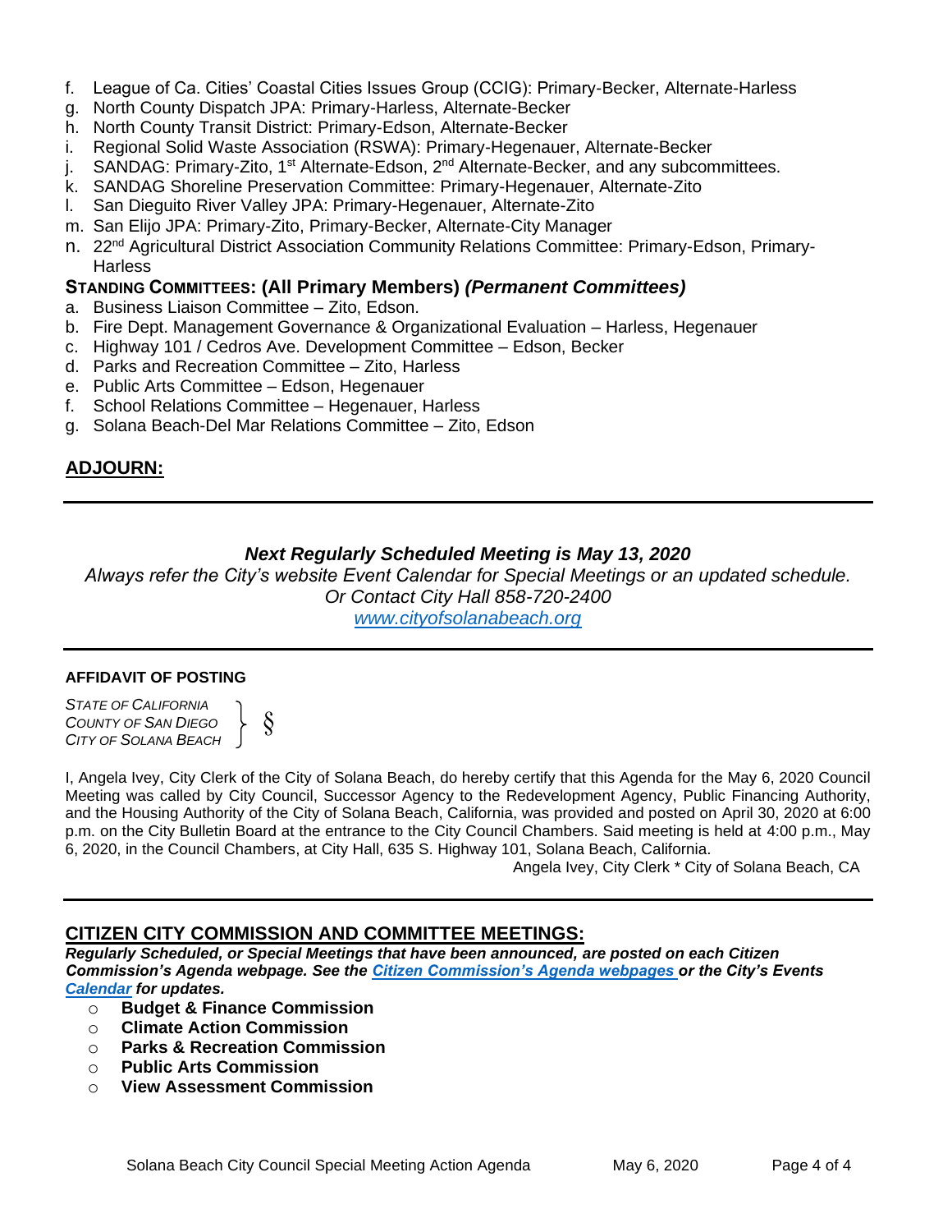f. League of Ca. Cities' Coastal Cities Issues Group (CCIG): Primary-Becker, Alternate-Harless
g. North County Dispatch JPA: Primary-Harless, Alternate-Becker
h. North County Transit District: Primary-Edson, Alternate-Becker
i. Regional Solid Waste Association (RSWA): Primary-Hegenauer, Alternate-Becker
j. SANDAG: Primary-Zito, 1st Alternate-Edson, 2nd Alternate-Becker, and any subcommittees.
k. SANDAG Shoreline Preservation Committee: Primary-Hegenauer, Alternate-Zito
l. San Dieguito River Valley JPA: Primary-Hegenauer, Alternate-Zito
m. San Elijo JPA: Primary-Zito, Primary-Becker, Alternate-City Manager
n. 22nd Agricultural District Association Community Relations Committee: Primary-Edson, Primary-Harless

**STANDING COMMITTEES: (All Primary Members)** ***(Permanent Committees)***

a. Business Liaison Committee – Zito, Edson.
b. Fire Dept. Management Governance & Organizational Evaluation – Harless, Hegenauer
c. Highway 101 / Cedros Ave. Development Committee – Edson, Becker
d. Parks and Recreation Committee – Zito, Harless
e. Public Arts Committee – Edson, Hegenauer
f. School Relations Committee – Hegenauer, Harless
g. Solana Beach-Del Mar Relations Committee – Zito, Edson

## ADJOURN:

---

***Next Regularly Scheduled Meeting is May 13, 2020***

*Always refer the City's website Event Calendar for Special Meetings or an updated schedule.*
*Or Contact City Hall 858-720-2400*
*www.cityofsolanabeach.org*

---

**AFFIDAVIT OF POSTING**

*STATE OF CALIFORNIA*
*COUNTY OF SAN DIEGO* } §
*CITY OF SOLANA BEACH*

I, Angela Ivey, City Clerk of the City of Solana Beach, do hereby certify that this Agenda for the May 6, 2020 Council Meeting was called by City Council, Successor Agency to the Redevelopment Agency, Public Financing Authority, and the Housing Authority of the City of Solana Beach, California, was provided and posted on April 30, 2020 at 6:00 p.m. on the City Bulletin Board at the entrance to the City Council Chambers. Said meeting is held at 4:00 p.m., May 6, 2020, in the Council Chambers, at City Hall, 635 S. Highway 101, Solana Beach, California.

Angela Ivey, City Clerk * City of Solana Beach, CA

---

## CITIZEN CITY COMMISSION AND COMMITTEE MEETINGS:

***Regularly Scheduled, or Special Meetings that have been announced, are posted on each Citizen Commission's Agenda webpage. See the Citizen Commission's Agenda webpages or the City's Events Calendar for updates.***

- **Budget & Finance Commission**
- **Climate Action Commission**
- **Parks & Recreation Commission**
- **Public Arts Commission**
- **View Assessment Commission**